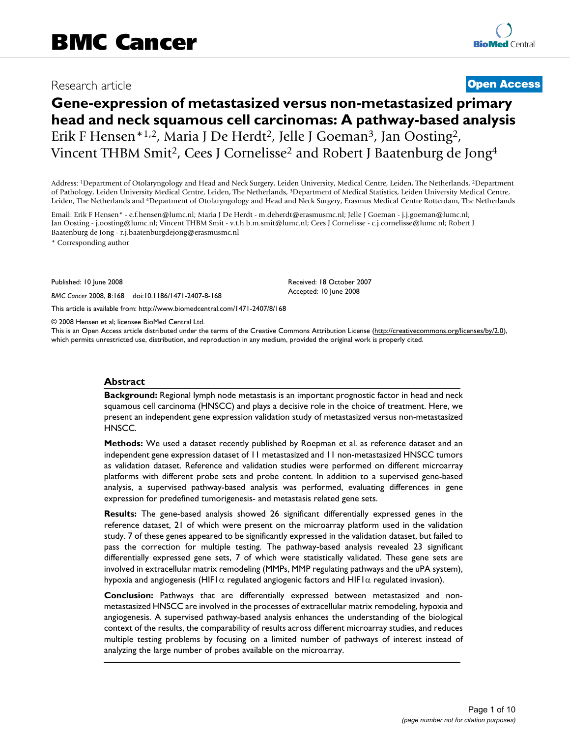# BMC Cancer

Research article **Open Access**

# Gene-expression of metastasized versus non-metastasized primary head and neck squamous cell carcinomas: A pathway-based analysis

Erik F Hensen*[1,2], Maria J De Herdt[2], Jelle J Goeman[3], Jan Oosting[2], Vincent THBM Smit[2], Cees J Cornelisse[2] and Robert J Baatenburg de Jong[4]

Address: [1]Department of Otolaryngology and Head and Neck Surgery, Leiden University, Medical Centre, Leiden, The Netherlands, [2]Department of Pathology, Leiden University Medical Centre, Leiden, The Netherlands, [3]Department of Medical Statistics, Leiden University Medical Centre, Leiden, The Netherlands and [4]Department of Otolaryngology and Head and Neck Surgery, Erasmus Medical Centre Rotterdam, The Netherlands

Email: Erik F Hensen* - e.f.hensen@lumc.nl; Maria J De Herdt - m.deherdt@erasmusmc.nl; Jelle J Goeman - j.j.goeman@lumc.nl; Jan Oosting - j.oosting@lumc.nl; Vincent THBM Smit - v.t.h.b.m.smit@lumc.nl; Cees J Cornelisse - c.j.cornelisse@lumc.nl; Robert J Baatenburg de Jong - r.j.baatenburgdejong@erasmusmc.nl

\* Corresponding author

Published: 10 June 2008

*BMC Cancer* 2008, **8**:168 doi:10.1186/1471-2407-8-168

Received: 18 October 2007
Accepted: 10 June 2008

This article is available from: http://www.biomedcentral.com/1471-2407/8/168

© 2008 Hensen et al; licensee BioMed Central Ltd.
This is an Open Access article distributed under the terms of the Creative Commons Attribution License (http://creativecommons.org/licenses/by/2.0), which permits unrestricted use, distribution, and reproduction in any medium, provided the original work is properly cited.

## Abstract

**Background:** Regional lymph node metastasis is an important prognostic factor in head and neck squamous cell carcinoma (HNSCC) and plays a decisive role in the choice of treatment. Here, we present an independent gene expression validation study of metastasized versus non-metastasized HNSCC.

**Methods:** We used a dataset recently published by Roepman et al. as reference dataset and an independent gene expression dataset of 11 metastasized and 11 non-metastasized HNSCC tumors as validation dataset. Reference and validation studies were performed on different microarray platforms with different probe sets and probe content. In addition to a supervised gene-based analysis, a supervised pathway-based analysis was performed, evaluating differences in gene expression for predefined tumorigenesis- and metastasis related gene sets.

**Results:** The gene-based analysis showed 26 significant differentially expressed genes in the reference dataset, 21 of which were present on the microarray platform used in the validation study. 7 of these genes appeared to be significantly expressed in the validation dataset, but failed to pass the correction for multiple testing. The pathway-based analysis revealed 23 significant differentially expressed gene sets, 7 of which were statistically validated. These gene sets are involved in extracellular matrix remodeling (MMPs, MMP regulating pathways and the uPA system), hypoxia and angiogenesis (HIF1$\alpha$ regulated angiogenic factors and HIF1$\alpha$ regulated invasion).

**Conclusion:** Pathways that are differentially expressed between metastasized and non-metastasized HNSCC are involved in the processes of extracellular matrix remodeling, hypoxia and angiogenesis. A supervised pathway-based analysis enhances the understanding of the biological context of the results, the comparability of results across different microarray studies, and reduces multiple testing problems by focusing on a limited number of pathways of interest instead of analyzing the large number of probes available on the microarray.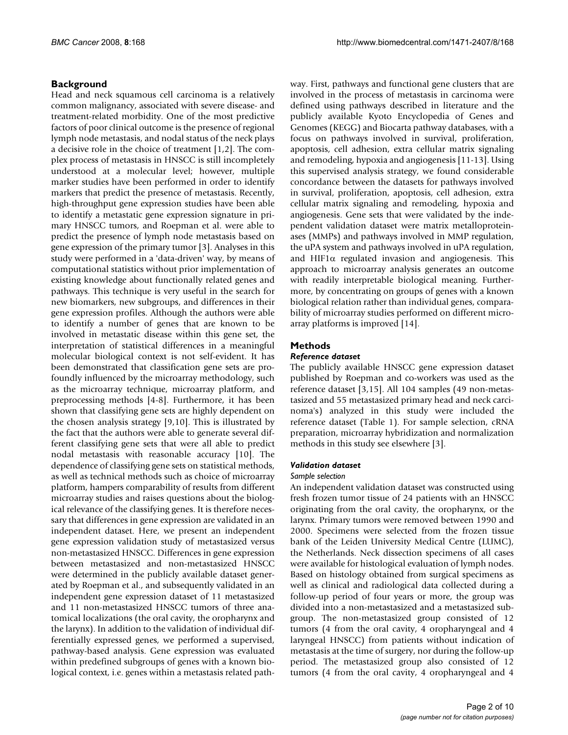## Background

Head and neck squamous cell carcinoma is a relatively common malignancy, associated with severe disease- and treatment-related morbidity. One of the most predictive factors of poor clinical outcome is the presence of regional lymph node metastasis, and nodal status of the neck plays a decisive role in the choice of treatment [1,2]. The complex process of metastasis in HNSCC is still incompletely understood at a molecular level; however, multiple marker studies have been performed in order to identify markers that predict the presence of metastasis. Recently, high-throughput gene expression studies have been able to identify a metastatic gene expression signature in primary HNSCC tumors, and Roepman et al. were able to predict the presence of lymph node metastasis based on gene expression of the primary tumor [3]. Analyses in this study were performed in a 'data-driven' way, by means of computational statistics without prior implementation of existing knowledge about functionally related genes and pathways. This technique is very useful in the search for new biomarkers, new subgroups, and differences in their gene expression profiles. Although the authors were able to identify a number of genes that are known to be involved in metastatic disease within this gene set, the interpretation of statistical differences in a meaningful molecular biological context is not self-evident. It has been demonstrated that classification gene sets are profoundly influenced by the microarray methodology, such as the microarray technique, microarray platform, and preprocessing methods [4-8]. Furthermore, it has been shown that classifying gene sets are highly dependent on the chosen analysis strategy [9,10]. This is illustrated by the fact that the authors were able to generate several different classifying gene sets that were all able to predict nodal metastasis with reasonable accuracy [10]. The dependence of classifying gene sets on statistical methods, as well as technical methods such as choice of microarray platform, hampers comparability of results from different microarray studies and raises questions about the biological relevance of the classifying genes. It is therefore necessary that differences in gene expression are validated in an independent dataset. Here, we present an independent gene expression validation study of metastasized versus non-metastasized HNSCC. Differences in gene expression between metastasized and non-metastasized HNSCC were determined in the publicly available dataset generated by Roepman et al., and subsequently validated in an independent gene expression dataset of 11 metastasized and 11 non-metastasized HNSCC tumors of three anatomical localizations (the oral cavity, the oropharynx and the larynx). In addition to the validation of individual differentially expressed genes, we performed a supervised, pathway-based analysis. Gene expression was evaluated within predefined subgroups of genes with a known biological context, i.e. genes within a metastasis related pathway. First, pathways and functional gene clusters that are involved in the process of metastasis in carcinoma were defined using pathways described in literature and the publicly available Kyoto Encyclopedia of Genes and Genomes (KEGG) and Biocarta pathway databases, with a focus on pathways involved in survival, proliferation, apoptosis, cell adhesion, extra cellular matrix signaling and remodeling, hypoxia and angiogenesis [11-13]. Using this supervised analysis strategy, we found considerable concordance between the datasets for pathways involved in survival, proliferation, apoptosis, cell adhesion, extra cellular matrix signaling and remodeling, hypoxia and angiogenesis. Gene sets that were validated by the independent validation dataset were matrix metalloproteinases (MMPs) and pathways involved in MMP regulation, the uPA system and pathways involved in uPA regulation, and HIF1α regulated invasion and angiogenesis. This approach to microarray analysis generates an outcome with readily interpretable biological meaning. Furthermore, by concentrating on groups of genes with a known biological relation rather than individual genes, comparability of microarray studies performed on different microarray platforms is improved [14].

## Methods

### *Reference dataset*

The publicly available HNSCC gene expression dataset published by Roepman and co-workers was used as the reference dataset [3,15]. All 104 samples (49 non-metastasized and 55 metastasized primary head and neck carcinoma's) analyzed in this study were included the reference dataset (Table 1). For sample selection, cRNA preparation, microarray hybridization and normalization methods in this study see elsewhere [3].

### *Validation dataset*

#### *Sample selection*

An independent validation dataset was constructed using fresh frozen tumor tissue of 24 patients with an HNSCC originating from the oral cavity, the oropharynx, or the larynx. Primary tumors were removed between 1990 and 2000. Specimens were selected from the frozen tissue bank of the Leiden University Medical Centre (LUMC), the Netherlands. Neck dissection specimens of all cases were available for histological evaluation of lymph nodes. Based on histology obtained from surgical specimens as well as clinical and radiological data collected during a follow-up period of four years or more, the group was divided into a non-metastasized and a metastasized subgroup. The non-metastasized group consisted of 12 tumors (4 from the oral cavity, 4 oropharyngeal and 4 laryngeal HNSCC) from patients without indication of metastasis at the time of surgery, nor during the follow-up period. The metastasized group also consisted of 12 tumors (4 from the oral cavity, 4 oropharyngeal and 4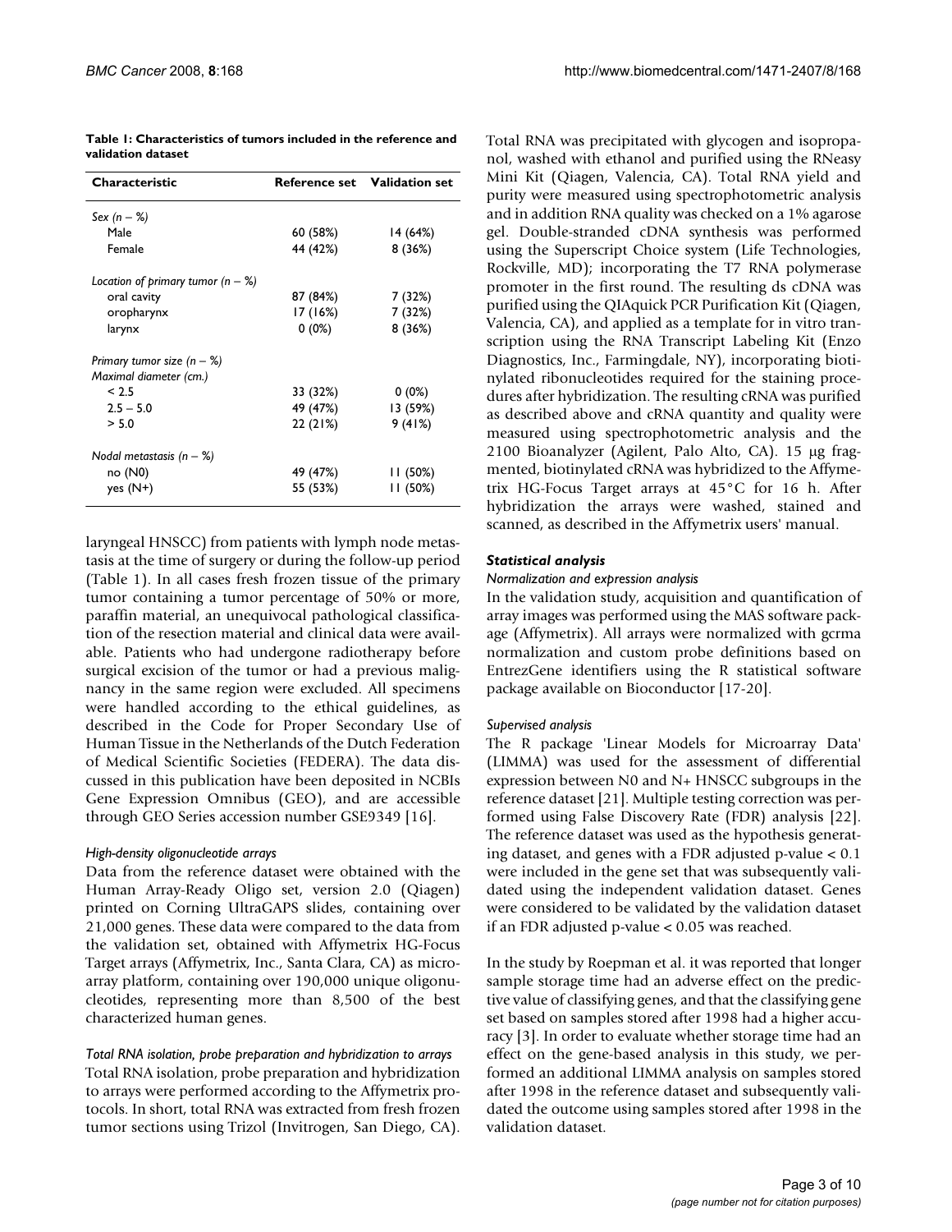**Table 1: Characteristics of tumors included in the reference and validation dataset**

| Characteristic | Reference set | Validation set |
|---|---|---|
| *Sex (n – %)* | | |
| Male | 60 (58%) | 14 (64%) |
| Female | 44 (42%) | 8 (36%) |
| *Location of primary tumor (n – %)* | | |
| oral cavity | 87 (84%) | 7 (32%) |
| oropharynx | 17 (16%) | 7 (32%) |
| larynx | 0 (0%) | 8 (36%) |
| *Primary tumor size (n – %)* | | |
| *Maximal diameter (cm.)* | | |
| < 2.5 | 33 (32%) | 0 (0%) |
| 2.5 – 5.0 | 49 (47%) | 13 (59%) |
| > 5.0 | 22 (21%) | 9 (41%) |
| *Nodal metastasis (n – %)* | | |
| no (N0) | 49 (47%) | 11 (50%) |
| yes (N+) | 55 (53%) | 11 (50%) |

laryngeal HNSCC) from patients with lymph node metastasis at the time of surgery or during the follow-up period (Table 1). In all cases fresh frozen tissue of the primary tumor containing a tumor percentage of 50% or more, paraffin material, an unequivocal pathological classification of the resection material and clinical data were available. Patients who had undergone radiotherapy before surgical excision of the tumor or had a previous malignancy in the same region were excluded. All specimens were handled according to the ethical guidelines, as described in the Code for Proper Secondary Use of Human Tissue in the Netherlands of the Dutch Federation of Medical Scientific Societies (FEDERA). The data discussed in this publication have been deposited in NCBIs Gene Expression Omnibus (GEO), and are accessible through GEO Series accession number GSE9349 [16].

#### *High-density oligonucleotide arrays*

Data from the reference dataset were obtained with the Human Array-Ready Oligo set, version 2.0 (Qiagen) printed on Corning UltraGAPS slides, containing over 21,000 genes. These data were compared to the data from the validation set, obtained with Affymetrix HG-Focus Target arrays (Affymetrix, Inc., Santa Clara, CA) as microarray platform, containing over 190,000 unique oligonucleotides, representing more than 8,500 of the best characterized human genes.

#### *Total RNA isolation, probe preparation and hybridization to arrays*

Total RNA isolation, probe preparation and hybridization to arrays were performed according to the Affymetrix protocols. In short, total RNA was extracted from fresh frozen tumor sections using Trizol (Invitrogen, San Diego, CA). Total RNA was precipitated with glycogen and isopropanol, washed with ethanol and purified using the RNeasy Mini Kit (Qiagen, Valencia, CA). Total RNA yield and purity were measured using spectrophotometric analysis and in addition RNA quality was checked on a 1% agarose gel. Double-stranded cDNA synthesis was performed using the Superscript Choice system (Life Technologies, Rockville, MD); incorporating the T7 RNA polymerase promoter in the first round. The resulting ds cDNA was purified using the QIAquick PCR Purification Kit (Qiagen, Valencia, CA), and applied as a template for in vitro transcription using the RNA Transcript Labeling Kit (Enzo Diagnostics, Inc., Farmingdale, NY), incorporating biotinylated ribonucleotides required for the staining procedures after hybridization. The resulting cRNA was purified as described above and cRNA quantity and quality were measured using spectrophotometric analysis and the 2100 Bioanalyzer (Agilent, Palo Alto, CA). 15 μg fragmented, biotinylated cRNA was hybridized to the Affymetrix HG-Focus Target arrays at 45°C for 16 h. After hybridization the arrays were washed, stained and scanned, as described in the Affymetrix users' manual.

### *Statistical analysis*

#### *Normalization and expression analysis*

In the validation study, acquisition and quantification of array images was performed using the MAS software package (Affymetrix). All arrays were normalized with gcrma normalization and custom probe definitions based on EntrezGene identifiers using the R statistical software package available on Bioconductor [17-20].

#### *Supervised analysis*

The R package 'Linear Models for Microarray Data' (LIMMA) was used for the assessment of differential expression between N0 and N+ HNSCC subgroups in the reference dataset [21]. Multiple testing correction was performed using False Discovery Rate (FDR) analysis [22]. The reference dataset was used as the hypothesis generating dataset, and genes with a FDR adjusted p-value < 0.1 were included in the gene set that was subsequently validated using the independent validation dataset. Genes were considered to be validated by the validation dataset if an FDR adjusted p-value < 0.05 was reached.

In the study by Roepman et al. it was reported that longer sample storage time had an adverse effect on the predictive value of classifying genes, and that the classifying gene set based on samples stored after 1998 had a higher accuracy [3]. In order to evaluate whether storage time had an effect on the gene-based analysis in this study, we performed an additional LIMMA analysis on samples stored after 1998 in the reference dataset and subsequently validated the outcome using samples stored after 1998 in the validation dataset.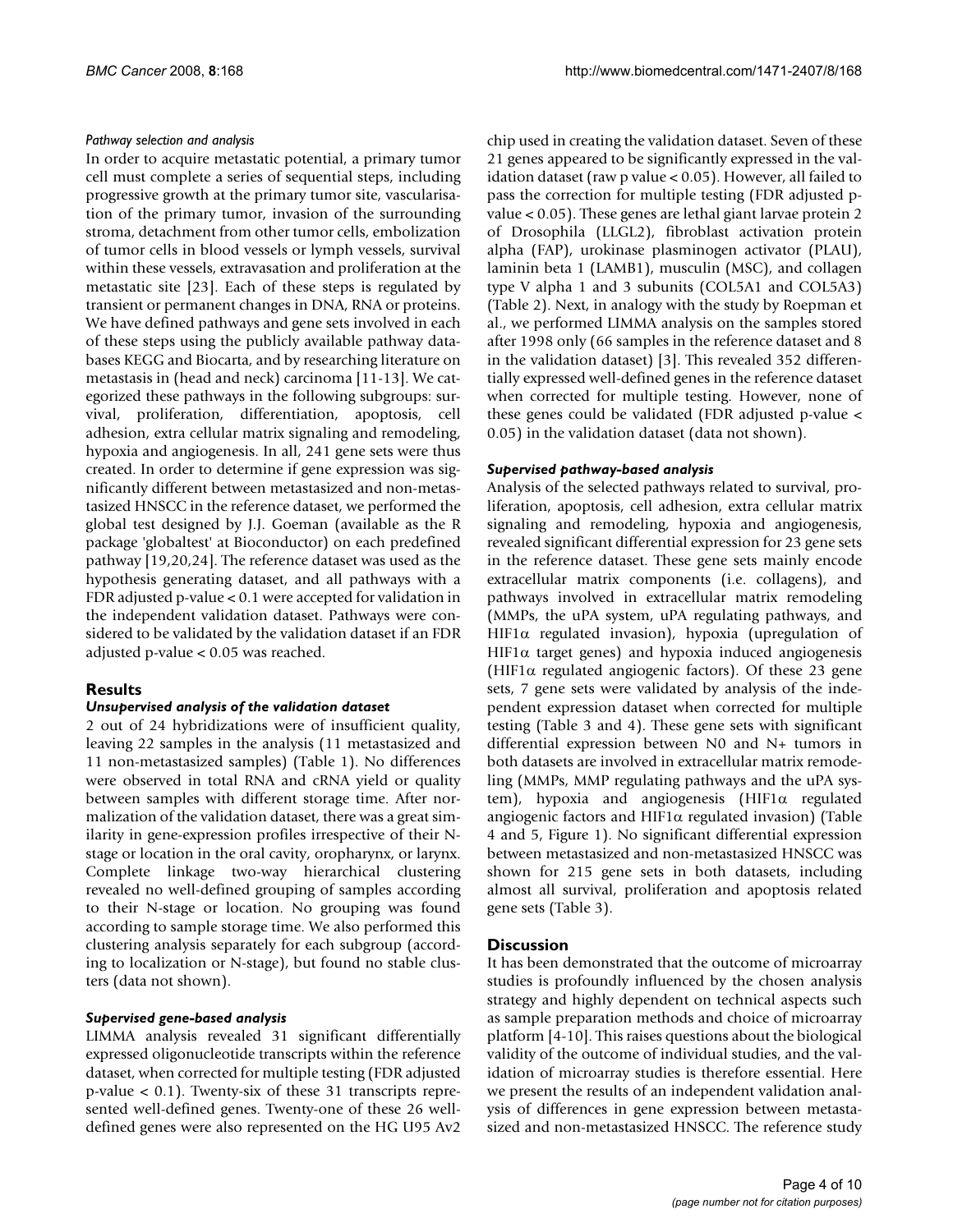*Pathway selection and analysis*

In order to acquire metastatic potential, a primary tumor cell must complete a series of sequential steps, including progressive growth at the primary tumor site, vascularisation of the primary tumor, invasion of the surrounding stroma, detachment from other tumor cells, embolization of tumor cells in blood vessels or lymph vessels, survival within these vessels, extravasation and proliferation at the metastatic site [23]. Each of these steps is regulated by transient or permanent changes in DNA, RNA or proteins. We have defined pathways and gene sets involved in each of these steps using the publicly available pathway databases KEGG and Biocarta, and by researching literature on metastasis in (head and neck) carcinoma [11-13]. We categorized these pathways in the following subgroups: survival, proliferation, differentiation, apoptosis, cell adhesion, extra cellular matrix signaling and remodeling, hypoxia and angiogenesis. In all, 241 gene sets were thus created. In order to determine if gene expression was significantly different between metastasized and non-metastasized HNSCC in the reference dataset, we performed the global test designed by J.J. Goeman (available as the R package 'globaltest' at Bioconductor) on each predefined pathway [19,20,24]. The reference dataset was used as the hypothesis generating dataset, and all pathways with a FDR adjusted p-value < 0.1 were accepted for validation in the independent validation dataset. Pathways were considered to be validated by the validation dataset if an FDR adjusted p-value < 0.05 was reached.

## Results

### *Unsupervised analysis of the validation dataset*

2 out of 24 hybridizations were of insufficient quality, leaving 22 samples in the analysis (11 metastasized and 11 non-metastasized samples) (Table 1). No differences were observed in total RNA and cRNA yield or quality between samples with different storage time. After normalization of the validation dataset, there was a great similarity in gene-expression profiles irrespective of their N-stage or location in the oral cavity, oropharynx, or larynx. Complete linkage two-way hierarchical clustering revealed no well-defined grouping of samples according to their N-stage or location. No grouping was found according to sample storage time. We also performed this clustering analysis separately for each subgroup (according to localization or N-stage), but found no stable clusters (data not shown).

### *Supervised gene-based analysis*

LIMMA analysis revealed 31 significant differentially expressed oligonucleotide transcripts within the reference dataset, when corrected for multiple testing (FDR adjusted p-value < 0.1). Twenty-six of these 31 transcripts represented well-defined genes. Twenty-one of these 26 well-defined genes were also represented on the HG U95 Av2 chip used in creating the validation dataset. Seven of these 21 genes appeared to be significantly expressed in the validation dataset (raw p value < 0.05). However, all failed to pass the correction for multiple testing (FDR adjusted p-value < 0.05). These genes are lethal giant larvae protein 2 of Drosophila (LLGL2), fibroblast activation protein alpha (FAP), urokinase plasminogen activator (PLAU), laminin beta 1 (LAMB1), musculin (MSC), and collagen type V alpha 1 and 3 subunits (COL5A1 and COL5A3) (Table 2). Next, in analogy with the study by Roepman et al., we performed LIMMA analysis on the samples stored after 1998 only (66 samples in the reference dataset and 8 in the validation dataset) [3]. This revealed 352 differentially expressed well-defined genes in the reference dataset when corrected for multiple testing. However, none of these genes could be validated (FDR adjusted p-value < 0.05) in the validation dataset (data not shown).

### *Supervised pathway-based analysis*

Analysis of the selected pathways related to survival, proliferation, apoptosis, cell adhesion, extra cellular matrix signaling and remodeling, hypoxia and angiogenesis, revealed significant differential expression for 23 gene sets in the reference dataset. These gene sets mainly encode extracellular matrix components (i.e. collagens), and pathways involved in extracellular matrix remodeling (MMPs, the uPA system, uPA regulating pathways, and HIF1$\alpha$ regulated invasion), hypoxia (upregulation of HIF1$\alpha$ target genes) and hypoxia induced angiogenesis (HIF1$\alpha$ regulated angiogenic factors). Of these 23 gene sets, 7 gene sets were validated by analysis of the independent expression dataset when corrected for multiple testing (Table 3 and 4). These gene sets with significant differential expression between N0 and N+ tumors in both datasets are involved in extracellular matrix remodeling (MMPs, MMP regulating pathways and the uPA system), hypoxia and angiogenesis (HIF1$\alpha$ regulated angiogenic factors and HIF1$\alpha$ regulated invasion) (Table 4 and 5, Figure 1). No significant differential expression between metastasized and non-metastasized HNSCC was shown for 215 gene sets in both datasets, including almost all survival, proliferation and apoptosis related gene sets (Table 3).

## Discussion

It has been demonstrated that the outcome of microarray studies is profoundly influenced by the chosen analysis strategy and highly dependent on technical aspects such as sample preparation methods and choice of microarray platform [4-10]. This raises questions about the biological validity of the outcome of individual studies, and the validation of microarray studies is therefore essential. Here we present the results of an independent validation analysis of differences in gene expression between metastasized and non-metastasized HNSCC. The reference study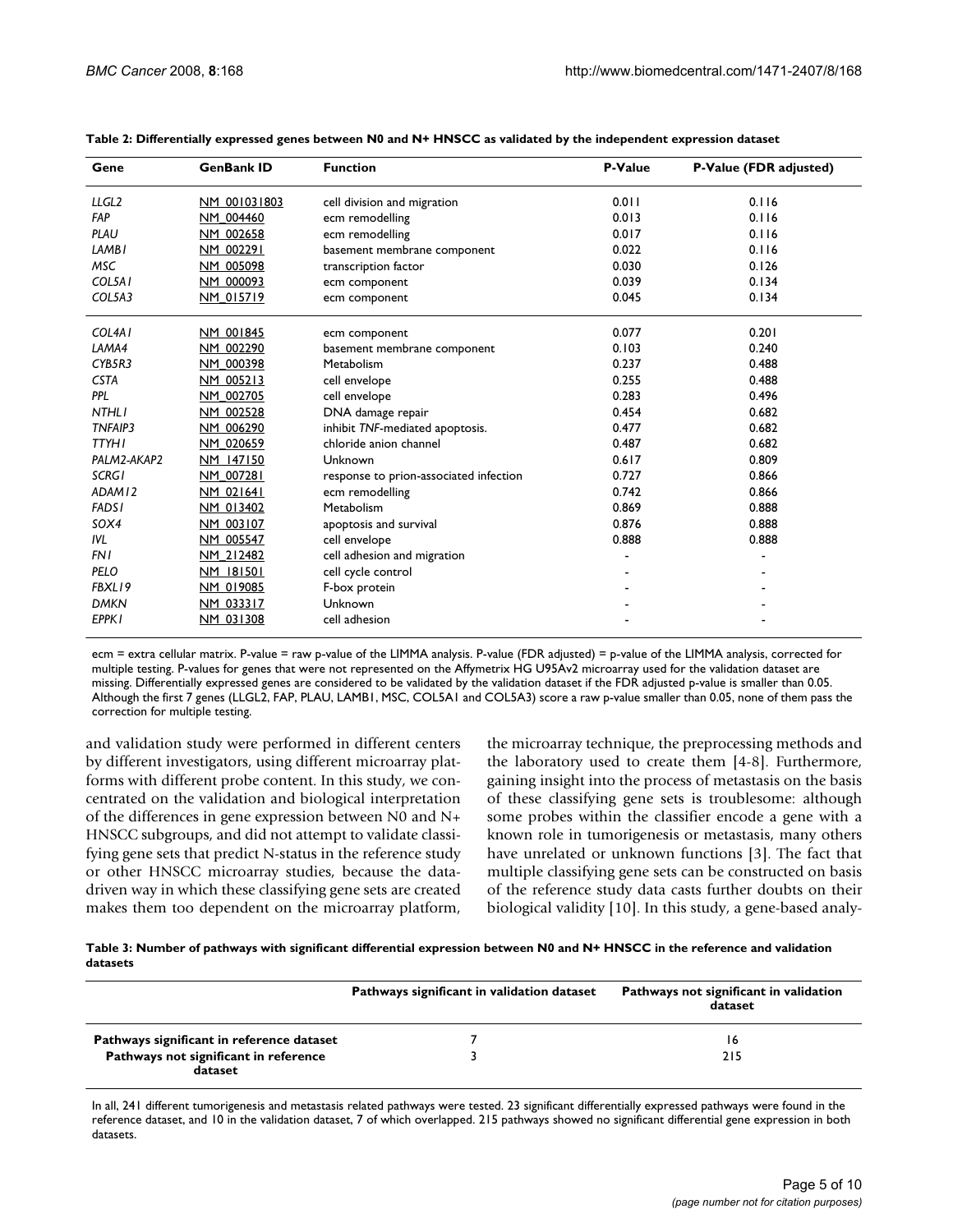**Table 2: Differentially expressed genes between N0 and N+ HNSCC as validated by the independent expression dataset**

| Gene | GenBank ID | Function | P-Value | P-Value (FDR adjusted) |
|---|---|---|---|---|
| *LLGL2* | NM_001031803 | cell division and migration | 0.011 | 0.116 |
| *FAP* | NM_004460 | ecm remodelling | 0.013 | 0.116 |
| *PLAU* | NM_002658 | ecm remodelling | 0.017 | 0.116 |
| *LAMB1* | NM_002291 | basement membrane component | 0.022 | 0.116 |
| *MSC* | NM_005098 | transcription factor | 0.030 | 0.126 |
| *COL5A1* | NM_000093 | ecm component | 0.039 | 0.134 |
| *COL5A3* | NM_015719 | ecm component | 0.045 | 0.134 |
| *COL4A1* | NM_001845 | ecm component | 0.077 | 0.201 |
| *LAMA4* | NM_002290 | basement membrane component | 0.103 | 0.240 |
| *CYB5R3* | NM_000398 | Metabolism | 0.237 | 0.488 |
| *CSTA* | NM_005213 | cell envelope | 0.255 | 0.488 |
| *PPL* | NM_002705 | cell envelope | 0.283 | 0.496 |
| *NTHL1* | NM_002528 | DNA damage repair | 0.454 | 0.682 |
| *TNFAIP3* | NM_006290 | inhibit *TNF*-mediated apoptosis. | 0.477 | 0.682 |
| *TTYH1* | NM_020659 | chloride anion channel | 0.487 | 0.682 |
| *PALM2-AKAP2* | NM_147150 | Unknown | 0.617 | 0.809 |
| *SCRG1* | NM_007281 | response to prion-associated infection | 0.727 | 0.866 |
| *ADAM12* | NM_021641 | ecm remodelling | 0.742 | 0.866 |
| *FADS1* | NM_013402 | Metabolism | 0.869 | 0.888 |
| *SOX4* | NM_003107 | apoptosis and survival | 0.876 | 0.888 |
| *IVL* | NM_005547 | cell envelope | 0.888 | 0.888 |
| *FN1* | NM_212482 | cell adhesion and migration | - | - |
| *PELO* | NM_181501 | cell cycle control | - | - |
| *FBXL19* | NM_019085 | F-box protein | - | - |
| *DMKN* | NM_033317 | Unknown | - | - |
| *EPPK1* | NM_031308 | cell adhesion | - | - |

ecm = extra cellular matrix. P-value = raw p-value of the LIMMA analysis. P-value (FDR adjusted) = p-value of the LIMMA analysis, corrected for multiple testing. P-values for genes that were not represented on the Affymetrix HG U95Av2 microarray used for the validation dataset are missing. Differentially expressed genes are considered to be validated by the validation dataset if the FDR adjusted p-value is smaller than 0.05. Although the first 7 genes (LLGL2, FAP, PLAU, LAMB1, MSC, COL5A1 and COL5A3) score a raw p-value smaller than 0.05, none of them pass the correction for multiple testing.

and validation study were performed in different centers by different investigators, using different microarray platforms with different probe content. In this study, we concentrated on the validation and biological interpretation of the differences in gene expression between N0 and N+ HNSCC subgroups, and did not attempt to validate classifying gene sets that predict N-status in the reference study or other HNSCC microarray studies, because the data-driven way in which these classifying gene sets are created makes them too dependent on the microarray platform, the microarray technique, the preprocessing methods and the laboratory used to create them [4-8]. Furthermore, gaining insight into the process of metastasis on the basis of these classifying gene sets is troublesome: although some probes within the classifier encode a gene with a known role in tumorigenesis or metastasis, many others have unrelated or unknown functions [3]. The fact that multiple classifying gene sets can be constructed on basis of the reference study data casts further doubts on their biological validity [10]. In this study, a gene-based analy-

**Table 3: Number of pathways with significant differential expression between N0 and N+ HNSCC in the reference and validation datasets**

| | Pathways significant in validation dataset | Pathways not significant in validation dataset |
|---|---|---|
| **Pathways significant in reference dataset** | 7 | 16 |
| **Pathways not significant in reference dataset** | 3 | 215 |

In all, 241 different tumorigenesis and metastasis related pathways were tested. 23 significant differentially expressed pathways were found in the reference dataset, and 10 in the validation dataset, 7 of which overlapped. 215 pathways showed no significant differential gene expression in both datasets.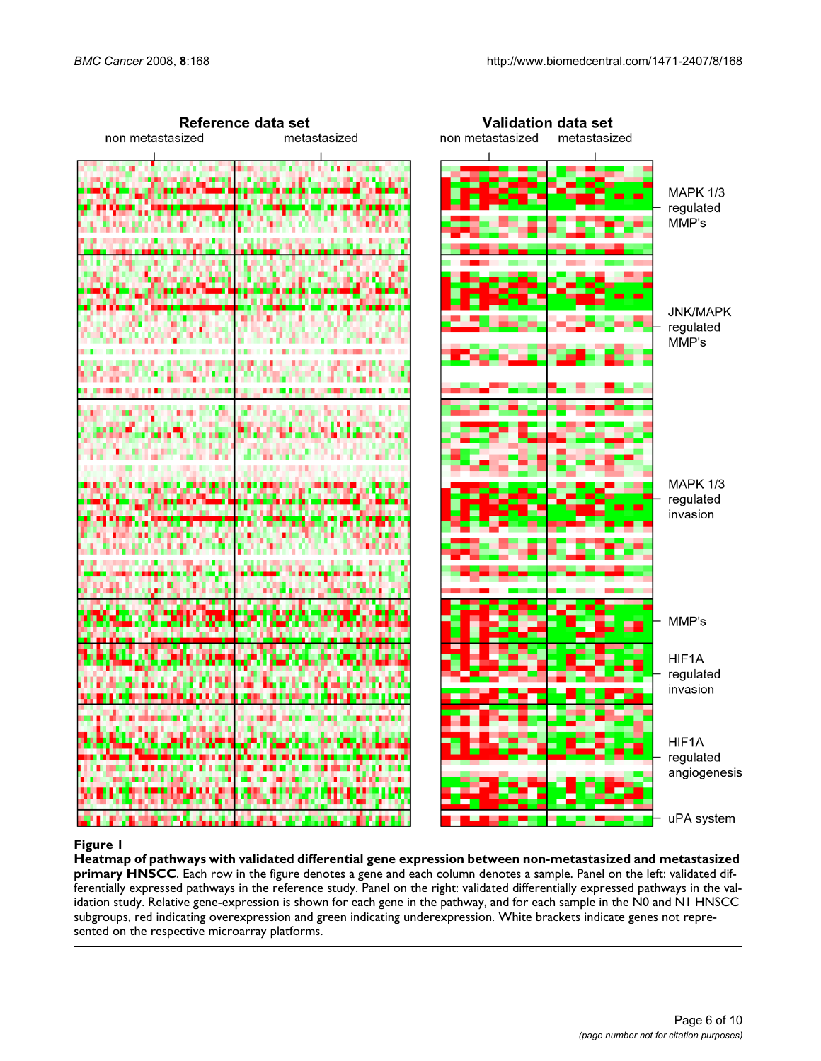**Figure 1**

**Heatmap of pathways with validated differential gene expression between non-metastasized and metastasized primary HNSCC**. Each row in the figure denotes a gene and each column denotes a sample. Panel on the left: validated differentially expressed pathways in the reference study. Panel on the right: validated differentially expressed pathways in the validation study. Relative gene-expression is shown for each gene in the pathway, and for each sample in the N0 and N1 HNSCC subgroups, red indicating overexpression and green indicating underexpression. White brackets indicate genes not represented on the respective microarray platforms.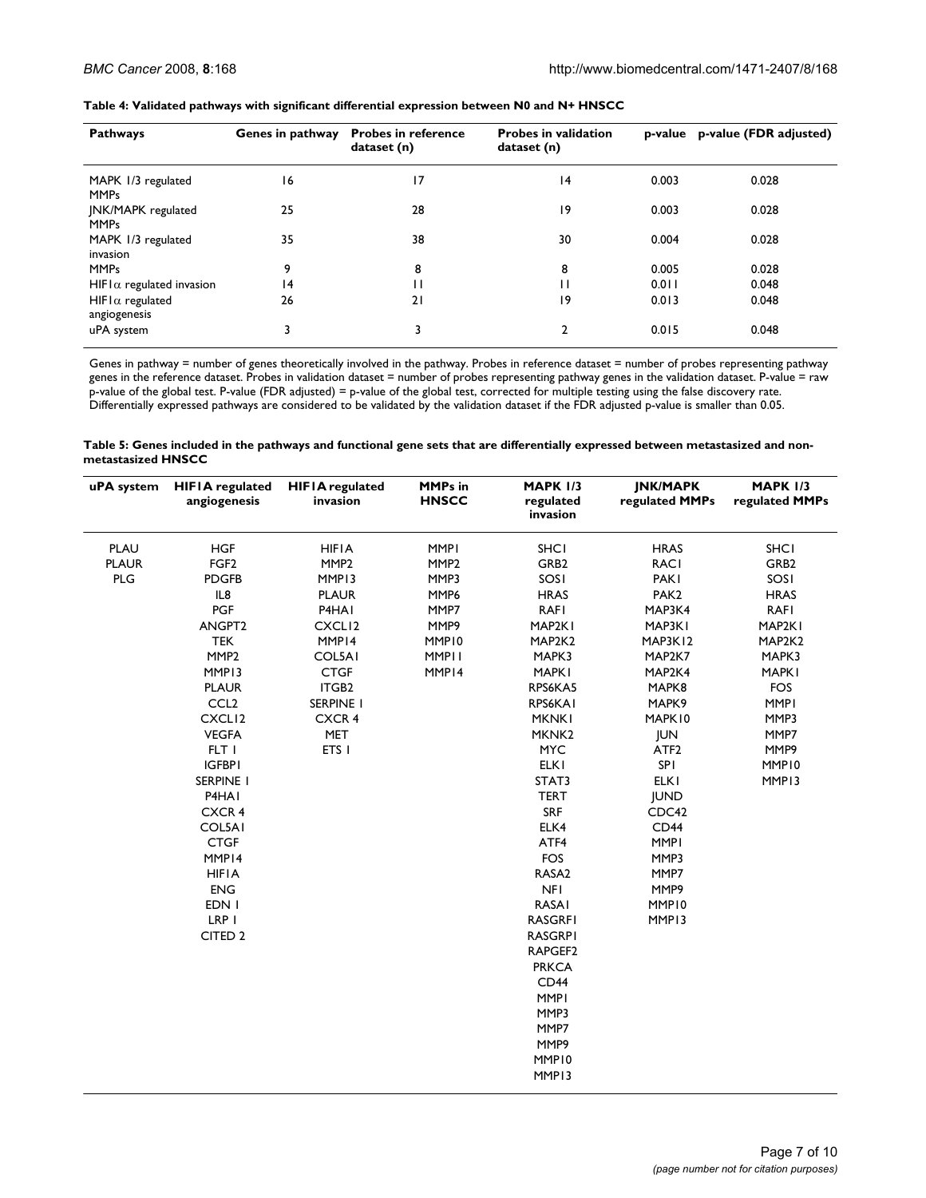**Table 4: Validated pathways with significant differential expression between N0 and N+ HNSCC**

| Pathways | Genes in pathway | Probes in reference dataset (n) | Probes in validation dataset (n) | p-value | p-value (FDR adjusted) |
| --- | --- | --- | --- | --- | --- |
| MAPK 1/3 regulated MMPs | 16 | 17 | 14 | 0.003 | 0.028 |
| JNK/MAPK regulated MMPs | 25 | 28 | 19 | 0.003 | 0.028 |
| MAPK 1/3 regulated invasion | 35 | 38 | 30 | 0.004 | 0.028 |
| MMPs | 9 | 8 | 8 | 0.005 | 0.028 |
| HIF1$\alpha$ regulated invasion | 14 | 11 | 11 | 0.011 | 0.048 |
| HIF1$\alpha$ regulated angiogenesis | 26 | 21 | 19 | 0.013 | 0.048 |
| uPA system | 3 | 3 | 2 | 0.015 | 0.048 |

Genes in pathway = number of genes theoretically involved in the pathway. Probes in reference dataset = number of probes representing pathway genes in the reference dataset. Probes in validation dataset = number of probes representing pathway genes in the validation dataset. P-value = raw p-value of the global test. P-value (FDR adjusted) = p-value of the global test, corrected for multiple testing using the false discovery rate. Differentially expressed pathways are considered to be validated by the validation dataset if the FDR adjusted p-value is smaller than 0.05.

**Table 5: Genes included in the pathways and functional gene sets that are differentially expressed between metastasized and non-metastasized HNSCC**

| uPA system | HIF1A regulated angiogenesis | HIF1A regulated invasion | MMPs in HNSCC | MAPK 1/3 regulated invasion | JNK/MAPK regulated MMPs | MAPK 1/3 regulated MMPs |
| --- | --- | --- | --- | --- | --- | --- |
| PLAU | HGF | HIF1A | MMP1 | SHC1 | HRAS | SHC1 |
| PLAUR | FGF2 | MMP2 | MMP2 | GRB2 | RAC1 | GRB2 |
| PLG | PDGFB | MMP13 | MMP3 | SOS1 | PAK1 | SOS1 |
| | IL8 | PLAUR | MMP6 | HRAS | PAK2 | HRAS |
| | PGF | P4HA1 | MMP7 | RAF1 | MAP3K4 | RAF1 |
| | ANGPT2 | CXCL12 | MMP9 | MAP2K1 | MAP3K1 | MAP2K1 |
| | TEK | MMP14 | MMP10 | MAP2K2 | MAP3K12 | MAP2K2 |
| | MMP2 | COL5A1 | MMP11 | MAPK3 | MAP2K7 | MAPK3 |
| | MMP13 | CTGF | MMP14 | MAPK1 | MAP2K4 | MAPK1 |
| | PLAUR | ITGB2 | | RPS6KA5 | MAPK8 | FOS |
| | CCL2 | SERPINE 1 | | RPS6KA1 | MAPK9 | MMP1 |
| | CXCL12 | CXCR 4 | | MKNK1 | MAPK10 | MMP3 |
| | VEGFA | MET | | MKNK2 | JUN | MMP7 |
| | FLT 1 | ETS 1 | | MYC | ATF2 | MMP9 |
| | IGFBP1 | | | ELK1 | SP1 | MMP10 |
| | SERPINE 1 | | | STAT3 | ELK1 | MMP13 |
| | P4HA1 | | | TERT | JUND | |
| | CXCR 4 | | | SRF | CDC42 | |
| | COL5A1 | | | ELK4 | CD44 | |
| | CTGF | | | ATF4 | MMP1 | |
| | MMP14 | | | FOS | MMP3 | |
| | HIF1A | | | RASA2 | MMP7 | |
| | ENG | | | NF1 | MMP9 | |
| | EDN 1 | | | RASA1 | MMP10 | |
| | LRP 1 | | | RASGRF1 | MMP13 | |
| | CITED 2 | | | RASGRP1 | | |
| | | | | RAPGEF2 | | |
| | | | | PRKCA | | |
| | | | | CD44 | | |
| | | | | MMP1 | | |
| | | | | MMP3 | | |
| | | | | MMP7 | | |
| | | | | MMP9 | | |
| | | | | MMP10 | | |
| | | | | MMP13 | | |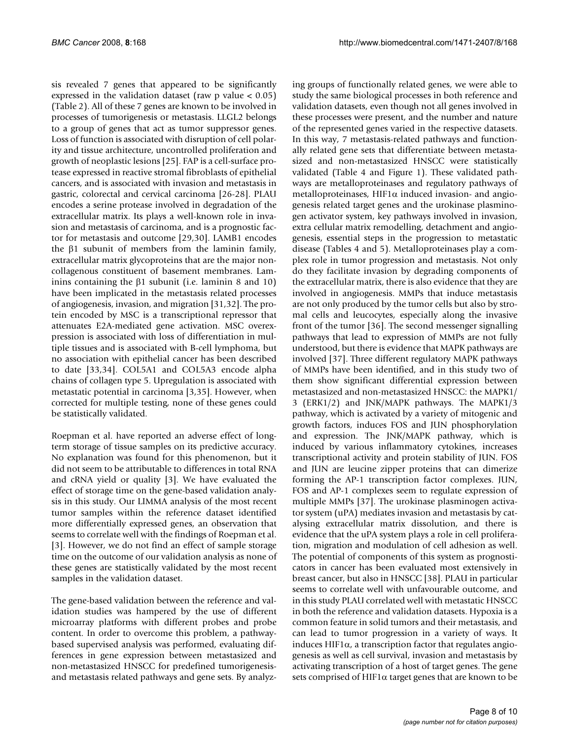sis revealed 7 genes that appeared to be significantly expressed in the validation dataset (raw p value < 0.05) (Table 2). All of these 7 genes are known to be involved in processes of tumorigenesis or metastasis. LLGL2 belongs to a group of genes that act as tumor suppressor genes. Loss of function is associated with disruption of cell polarity and tissue architecture, uncontrolled proliferation and growth of neoplastic lesions [25]. FAP is a cell-surface protease expressed in reactive stromal fibroblasts of epithelial cancers, and is associated with invasion and metastasis in gastric, colorectal and cervical carcinoma [26-28]. PLAU encodes a serine protease involved in degradation of the extracellular matrix. Its plays a well-known role in invasion and metastasis of carcinoma, and is a prognostic factor for metastasis and outcome [29,30]. LAMB1 encodes the β1 subunit of members from the laminin family, extracellular matrix glycoproteins that are the major non-collagenous constituent of basement membranes. Laminins containing the β1 subunit (i.e. laminin 8 and 10) have been implicated in the metastasis related processes of angiogenesis, invasion, and migration [31,32]. The protein encoded by MSC is a transcriptional repressor that attenuates E2A-mediated gene activation. MSC overexpression is associated with loss of differentiation in multiple tissues and is associated with B-cell lymphoma, but no association with epithelial cancer has been described to date [33,34]. COL5A1 and COL5A3 encode alpha chains of collagen type 5. Upregulation is associated with metastatic potential in carcinoma [3,35]. However, when corrected for multiple testing, none of these genes could be statistically validated.

Roepman et al. have reported an adverse effect of long-term storage of tissue samples on its predictive accuracy. No explanation was found for this phenomenon, but it did not seem to be attributable to differences in total RNA and cRNA yield or quality [3]. We have evaluated the effect of storage time on the gene-based validation analysis in this study. Our LIMMA analysis of the most recent tumor samples within the reference dataset identified more differentially expressed genes, an observation that seems to correlate well with the findings of Roepman et al. [3]. However, we do not find an effect of sample storage time on the outcome of our validation analysis as none of these genes are statistically validated by the most recent samples in the validation dataset.

The gene-based validation between the reference and validation studies was hampered by the use of different microarray platforms with different probes and probe content. In order to overcome this problem, a pathway-based supervised analysis was performed, evaluating differences in gene expression between metastasized and non-metastasized HNSCC for predefined tumorigenesis- and metastasis related pathways and gene sets. By analyzing groups of functionally related genes, we were able to study the same biological processes in both reference and validation datasets, even though not all genes involved in these processes were present, and the number and nature of the represented genes varied in the respective datasets. In this way, 7 metastasis-related pathways and functionally related gene sets that differentiate between metastasized and non-metastasized HNSCC were statistically validated (Table 4 and Figure 1). These validated pathways are metalloproteinases and regulatory pathways of metalloproteinases, HIF1α induced invasion- and angiogenesis related target genes and the urokinase plasminogen activator system, key pathways involved in invasion, extra cellular matrix remodelling, detachment and angiogenesis, essential steps in the progression to metastatic disease (Tables 4 and 5). Metalloproteinases play a complex role in tumor progression and metastasis. Not only do they facilitate invasion by degrading components of the extracellular matrix, there is also evidence that they are involved in angiogenesis. MMPs that induce metastasis are not only produced by the tumor cells but also by stromal cells and leucocytes, especially along the invasive front of the tumor [36]. The second messenger signalling pathways that lead to expression of MMPs are not fully understood, but there is evidence that MAPK pathways are involved [37]. Three different regulatory MAPK pathways of MMPs have been identified, and in this study two of them show significant differential expression between metastasized and non-metastasized HNSCC: the MAPK1/3 (ERK1/2) and JNK/MAPK pathways. The MAPK1/3 pathway, which is activated by a variety of mitogenic and growth factors, induces FOS and JUN phosphorylation and expression. The JNK/MAPK pathway, which is induced by various inflammatory cytokines, increases transcriptional activity and protein stability of JUN. FOS and JUN are leucine zipper proteins that can dimerize forming the AP-1 transcription factor complexes. JUN, FOS and AP-1 complexes seem to regulate expression of multiple MMPs [37]. The urokinase plasminogen activator system (uPA) mediates invasion and metastasis by catalysing extracellular matrix dissolution, and there is evidence that the uPA system plays a role in cell proliferation, migration and modulation of cell adhesion as well. The potential of components of this system as prognosticators in cancer has been evaluated most extensively in breast cancer, but also in HNSCC [38]. PLAU in particular seems to correlate well with unfavourable outcome, and in this study PLAU correlated well with metastatic HNSCC in both the reference and validation datasets. Hypoxia is a common feature in solid tumors and their metastasis, and can lead to tumor progression in a variety of ways. It induces HIF1α, a transcription factor that regulates angiogenesis as well as cell survival, invasion and metastasis by activating transcription of a host of target genes. The gene sets comprised of HIF1α target genes that are known to be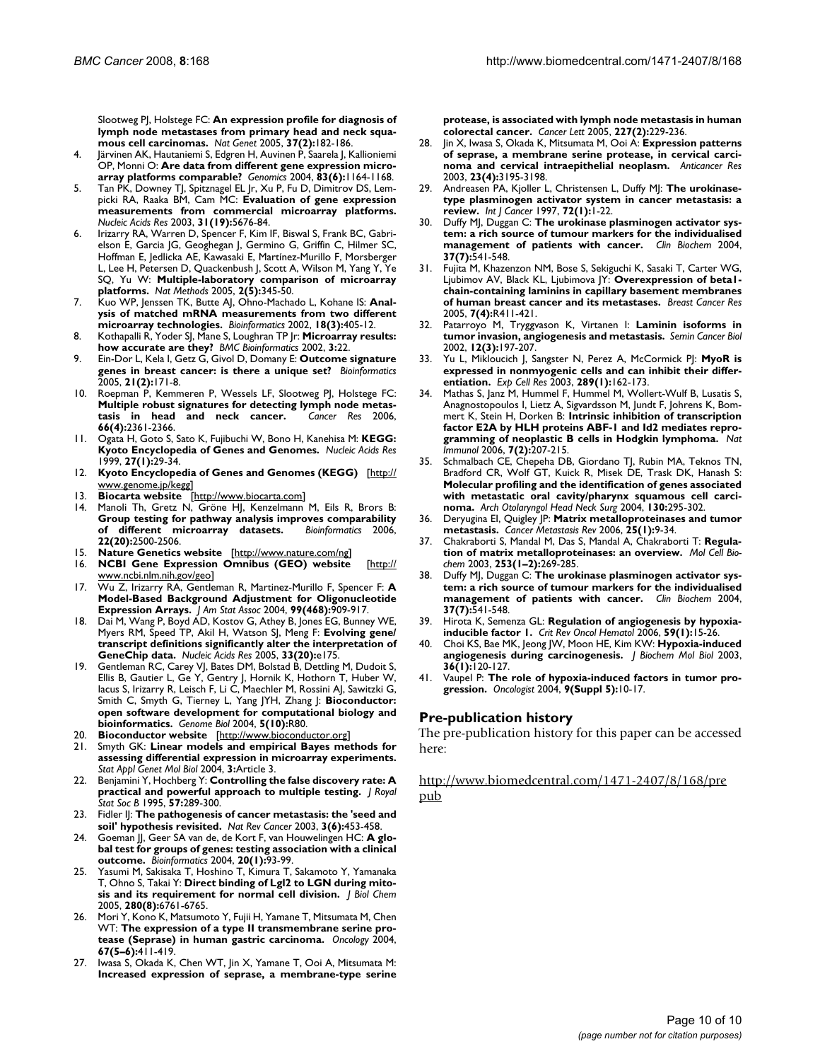Slootweg PJ, Holstege FC: **An expression profile for diagnosis of lymph node metastases from primary head and neck squamous cell carcinomas.** *Nat Genet* 2005, **37(2):**182-186.

4. Järvinen AK, Hautaniemi S, Edgren H, Auvinen P, Saarela J, Kallioniemi OP, Monni O: **Are data from different gene expression microarray platforms comparable?** *Genomics* 2004, **83(6):**1164-1168.
5. Tan PK, Downey TJ, Spitznagel EL Jr, Xu P, Fu D, Dimitrov DS, Lempicki RA, Raaka BM, Cam MC: **Evaluation of gene expression measurements from commercial microarray platforms.** *Nucleic Acids Res* 2003, **31(19):**5676-84.
6. Irizarry RA, Warren D, Spencer F, Kim IF, Biswal S, Frank BC, Gabrielson E, Garcia JG, Geoghegan J, Germino G, Griffin C, Hilmer SC, Hoffman E, Jedlicka AE, Kawasaki E, Martínez-Murillo F, Morsberger L, Lee H, Petersen D, Quackenbush J, Scott A, Wilson M, Yang Y, Ye SQ, Yu W: **Multiple-laboratory comparison of microarray platforms.** *Nat Methods* 2005, **2(5):**345-50.
7. Kuo WP, Jenssen TK, Butte AJ, Ohno-Machado L, Kohane IS: **Analysis of matched mRNA measurements from two different microarray technologies.** *Bioinformatics* 2002, **18(3):**405-12.
8. Kothapalli R, Yoder SJ, Mane S, Loughran TP Jr: **Microarray results: how accurate are they?** *BMC Bioinformatics* 2002, **3:**22.
9. Ein-Dor L, Kela I, Getz G, Givol D, Domany E: **Outcome signature genes in breast cancer: is there a unique set?** *Bioinformatics* 2005, **21(2):**171-8.
10. Roepman P, Kemmeren P, Wessels LF, Slootweg PJ, Holstege FC: **Multiple robust signatures for detecting lymph node metastasis in head and neck cancer.** *Cancer Res* 2006, **66(4):**2361-2366.
11. Ogata H, Goto S, Sato K, Fujibuchi W, Bono H, Kanehisa M: **KEGG: Kyoto Encyclopedia of Genes and Genomes.** *Nucleic Acids Res* 1999, **27(1):**29-34.
12. **Kyoto Encyclopedia of Genes and Genomes (KEGG)** [http://www.genome.jp/kegg]
13. **Biocarta website** [http://www.biocarta.com]
14. Manoli Th, Gretz N, Gröne HJ, Kenzelmann M, Eils R, Brors B: **Group testing for pathway analysis improves comparability of different microarray datasets.** *Bioinformatics* 2006, **22(20):**2500-2506.
15. **Nature Genetics website** [http://www.nature.com/ng]
16. **NCBI Gene Expression Omnibus (GEO) website** [http://www.ncbi.nlm.nih.gov/geo]
17. Wu Z, Irizarry RA, Gentleman R, Martinez-Murillo F, Spencer F: **A Model-Based Background Adjustment for Oligonucleotide Expression Arrays.** *J Am Stat Assoc* 2004, **99(468):**909-917.
18. Dai M, Wang P, Boyd AD, Kostov G, Athey B, Jones EG, Bunney WE, Myers RM, Speed TP, Akil H, Watson SJ, Meng F: **Evolving gene/transcript definitions significantly alter the interpretation of GeneChip data.** *Nucleic Acids Res* 2005, **33(20):**e175.
19. Gentleman RC, Carey VJ, Bates DM, Bolstad B, Dettling M, Dudoit S, Ellis B, Gautier L, Ge Y, Gentry J, Hornik K, Hothorn T, Huber W, Iacus S, Irizarry R, Leisch F, Li C, Maechler M, Rossini AJ, Sawitzki G, Smith C, Smyth G, Tierney L, Yang JYH, Zhang J: **Bioconductor: open software development for computational biology and bioinformatics.** *Genome Biol* 2004, **5(10):**R80.
20. **Bioconductor website** [http://www.bioconductor.org]
21. Smyth GK: **Linear models and empirical Bayes methods for assessing differential expression in microarray experiments.** *Stat Appl Genet Mol Biol* 2004, **3:**Article 3.
22. Benjamini Y, Hochberg Y: **Controlling the false discovery rate: A practical and powerful approach to multiple testing.** *J Royal Stat Soc B* 1995, **57:**289-300.
23. Fidler IJ: **The pathogenesis of cancer metastasis: the 'seed and soil' hypothesis revisited.** *Nat Rev Cancer* 2003, **3(6):**453-458.
24. Goeman JJ, Geer SA van de, de Kort F, van Houwelingen HC: **A global test for groups of genes: testing association with a clinical outcome.** *Bioinformatics* 2004, **20(1):**93-99.
25. Yasumi M, Sakisaka T, Hoshino T, Kimura T, Sakamoto Y, Yamanaka T, Ohno S, Takai Y: **Direct binding of Lgl2 to LGN during mitosis and its requirement for normal cell division.** *J Biol Chem* 2005, **280(8):**6761-6765.
26. Mori Y, Kono K, Matsumoto Y, Fujii H, Yamane T, Mitsumata M, Chen WT: **The expression of a type II transmembrane serine protease (Seprase) in human gastric carcinoma.** *Oncology* 2004, **67(5–6):**411-419.
27. Iwasa S, Okada K, Chen WT, Jin X, Yamane T, Ooi A, Mitsumata M: **Increased expression of seprase, a membrane-type serine protease, is associated with lymph node metastasis in human colorectal cancer.** *Cancer Lett* 2005, **227(2):**229-236.
28. Jin X, Iwasa S, Okada K, Mitsumata M, Ooi A: **Expression patterns of seprase, a membrane serine protease, in cervical carcinoma and cervical intraepithelial neoplasm.** *Anticancer Res* 2003, **23(4):**3195-3198.
29. Andreasen PA, Kjoller L, Christensen L, Duffy MJ: **The urokinase-type plasminogen activator system in cancer metastasis: a review.** *Int J Cancer* 1997, **72(1):**1-22.
30. Duffy MJ, Duggan C: **The urokinase plasminogen activator system: a rich source of tumour markers for the individualised management of patients with cancer.** *Clin Biochem* 2004, **37(7):**541-548.
31. Fujita M, Khazenzon NM, Bose S, Sekiguchi K, Sasaki T, Carter WG, Ljubimov AV, Black KL, Ljubimova JY: **Overexpression of beta1-chain-containing laminins in capillary basement membranes of human breast cancer and its metastases.** *Breast Cancer Res* 2005, **7(4):**R411-421.
32. Patarroyo M, Tryggvason K, Virtanen I: **Laminin isoforms in tumor invasion, angiogenesis and metastasis.** *Semin Cancer Biol* 2002, **12(3):**197-207.
33. Yu L, Mikloucich J, Sangster N, Perez A, McCormick PJ: **MyoR is expressed in nonmyogenic cells and can inhibit their differentiation.** *Exp Cell Res* 2003, **289(1):**162-173.
34. Mathas S, Janz M, Hummel F, Hummel M, Wollert-Wulf B, Lusatis S, Anagnostopoulos I, Lietz A, Sigvardsson M, Jundt F, Johrens K, Bommert K, Stein H, Dorken B: **Intrinsic inhibition of transcription factor E2A by HLH proteins ABF-1 and Id2 mediates reprogramming of neoplastic B cells in Hodgkin lymphoma.** *Nat Immunol* 2006, **7(2):**207-215.
35. Schmalbach CE, Chepeha DB, Giordano TJ, Rubin MA, Teknos TN, Bradford CR, Wolf GT, Kuick R, Misek DE, Trask DK, Hanash S: **Molecular profiling and the identification of genes associated with metastatic oral cavity/pharynx squamous cell carcinoma.** *Arch Otolaryngol Head Neck Surg* 2004, **130:**295-302.
36. Deryugina EI, Quigley JP: **Matrix metalloproteinases and tumor metastasis.** *Cancer Metastasis Rev* 2006, **25(1):**9-34.
37. Chakraborti S, Mandal M, Das S, Mandal A, Chakraborti T: **Regulation of matrix metalloproteinases: an overview.** *Mol Cell Biochem* 2003, **253(1–2):**269-285.
38. Duffy MJ, Duggan C: **The urokinase plasminogen activator system: a rich source of tumour markers for the individualised management of patients with cancer.** *Clin Biochem* 2004, **37(7):**541-548.
39. Hirota K, Semenza GL: **Regulation of angiogenesis by hypoxia-inducible factor 1.** *Crit Rev Oncol Hematol* 2006, **59(1):**15-26.
40. Choi KS, Bae MK, Jeong JW, Moon HE, Kim KW: **Hypoxia-induced angiogenesis during carcinogenesis.** *J Biochem Mol Biol* 2003, **36(1):**120-127.
41. Vaupel P: **The role of hypoxia-induced factors in tumor progression.** *Oncologist* 2004, **9(Suppl 5):**10-17.

## Pre-publication history

The pre-publication history for this paper can be accessed here:

http://www.biomedcentral.com/1471-2407/8/168/prepub